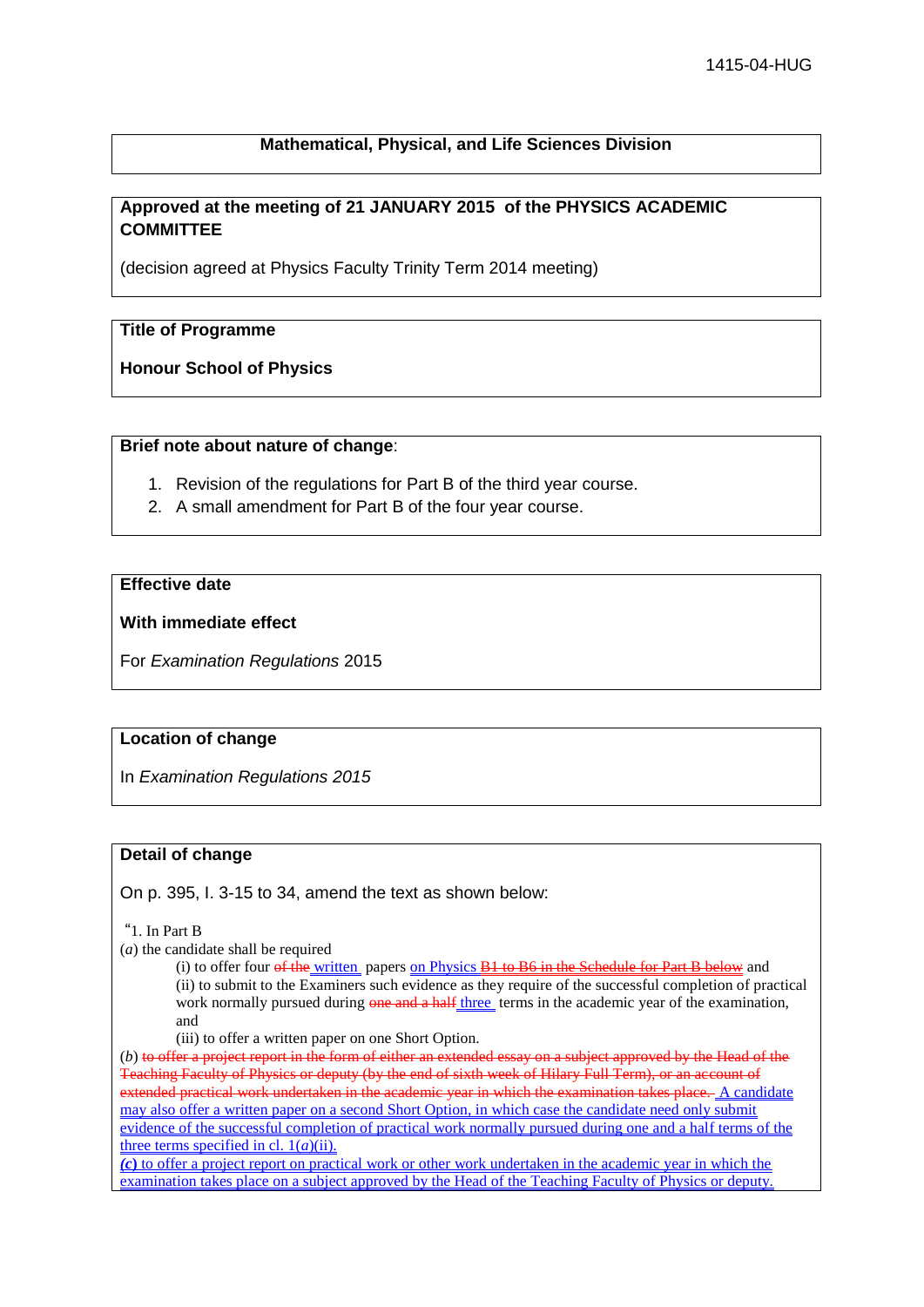1415-04-HUG

**Mathematical, Physical, and Life Sciences Division**

**Approved at the meeting of 21 JANUARY 2015 of the PHYSICS ACADEMIC COMMITTEE**

(decision agreed at Physics Faculty Trinity Term 2014 meeting)

**Title of Programme**

**Honour School of Physics**

**Brief note about nature of change**:

1. Revision of the regulations for Part B of the third year course.
2. A small amendment for Part B of the four year course.

**Effective date**

**With immediate effect**

For *Examination Regulations* 2015

**Location of change**

In *Examination Regulations 2015*

**Detail of change**

On p. 395, l. 3-15 to 34, amend the text as shown below:

"1. In Part B

(*a*) the candidate shall be required

(i) to offer four ~~of the~~ written papers on Physics ~~B1 to B6 in the Schedule for Part B below~~ and

(ii) to submit to the Examiners such evidence as they require of the successful completion of practical work normally pursued during ~~one and a half~~ three terms in the academic year of the examination, and

(iii) to offer a written paper on one Short Option.

(*b*) ~~to offer a project report in the form of either an extended essay on a subject approved by the Head of the Teaching Faculty of Physics or deputy (by the end of sixth week of Hilary Full Term), or an account of extended practical work undertaken in the academic year in which the examination takes place.~~ A candidate may also offer a written paper on a second Short Option, in which case the candidate need only submit evidence of the successful completion of practical work normally pursued during one and a half terms of the three terms specified in cl. 1(*a*)(ii).

***(c)*** to offer a project report on practical work or other work undertaken in the academic year in which the examination takes place on a subject approved by the Head of the Teaching Faculty of Physics or deputy.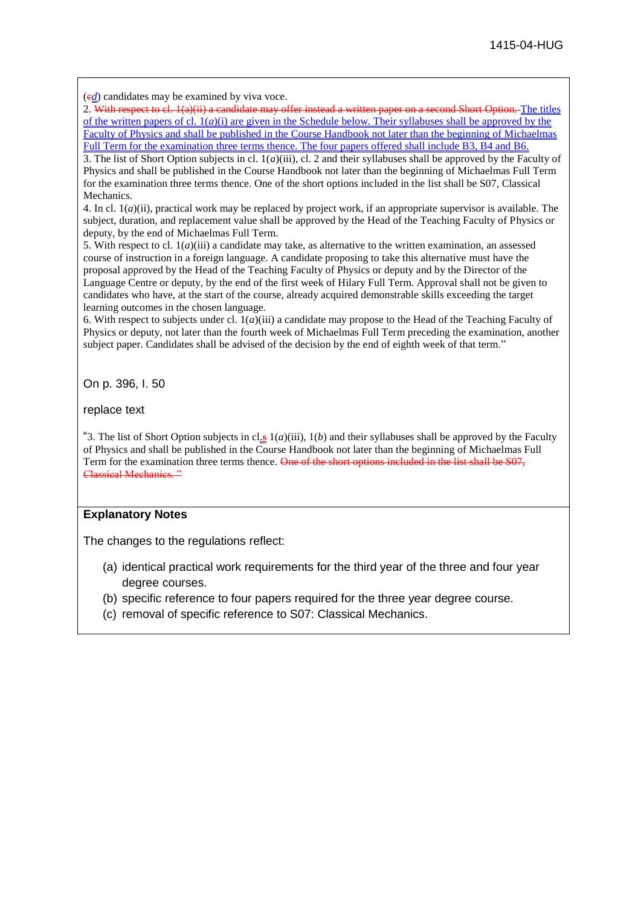(~~c~~*d*) candidates may be examined by viva voce.

2. ~~With respect to cl. 1(a)(ii) a candidate may offer instead a written paper on a second Short Option.~~ The titles of the written papers of cl. 1(*a*)(i) are given in the Schedule below. Their syllabuses shall be approved by the Faculty of Physics and shall be published in the Course Handbook not later than the beginning of Michaelmas Full Term for the examination three terms thence. The four papers offered shall include B3, B4 and B6.

3. The list of Short Option subjects in cl. 1(*a*)(iii), cl. 2 and their syllabuses shall be approved by the Faculty of Physics and shall be published in the Course Handbook not later than the beginning of Michaelmas Full Term for the examination three terms thence. One of the short options included in the list shall be S07, Classical Mechanics.

4. In cl. 1(*a*)(ii), practical work may be replaced by project work, if an appropriate supervisor is available. The subject, duration, and replacement value shall be approved by the Head of the Teaching Faculty of Physics or deputy, by the end of Michaelmas Full Term.

5. With respect to cl. 1(*a*)(iii) a candidate may take, as alternative to the written examination, an assessed course of instruction in a foreign language. A candidate proposing to take this alternative must have the proposal approved by the Head of the Teaching Faculty of Physics or deputy and by the Director of the Language Centre or deputy, by the end of the first week of Hilary Full Term. Approval shall not be given to candidates who have, at the start of the course, already acquired demonstrable skills exceeding the target learning outcomes in the chosen language.

6. With respect to subjects under cl. 1(*a*)(iii) a candidate may propose to the Head of the Teaching Faculty of Physics or deputy, not later than the fourth week of Michaelmas Full Term preceding the examination, another subject paper. Candidates shall be advised of the decision by the end of eighth week of that term."

On p. 396, l. 50

replace text

"3. The list of Short Option subjects in cl.s 1(*a*)(iii), 1(*b*) and their syllabuses shall be approved by the Faculty of Physics and shall be published in the Course Handbook not later than the beginning of Michaelmas Full Term for the examination three terms thence. ~~One of the short options included in the list shall be S07, Classical Mechanics."~~

**Explanatory Notes**

The changes to the regulations reflect:

(a) identical practical work requirements for the third year of the three and four year degree courses.

(b) specific reference to four papers required for the three year degree course.

(c) removal of specific reference to S07: Classical Mechanics.